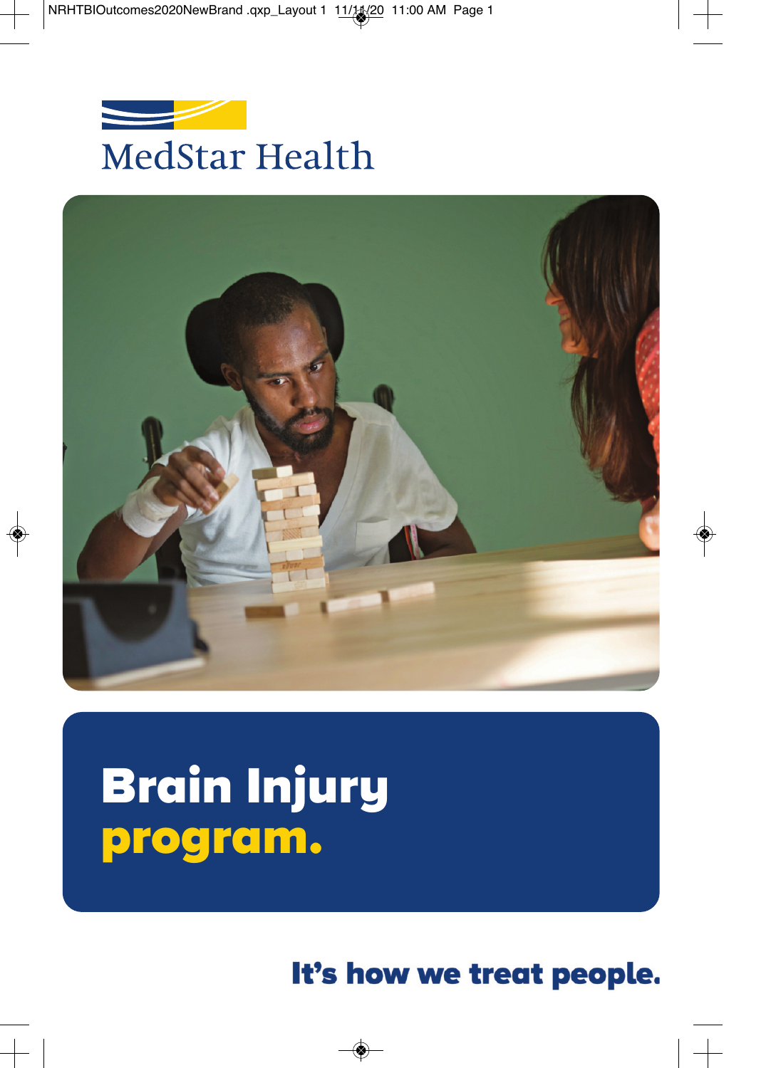MedStar Health

# Brain Injury program.

It's how we treat people.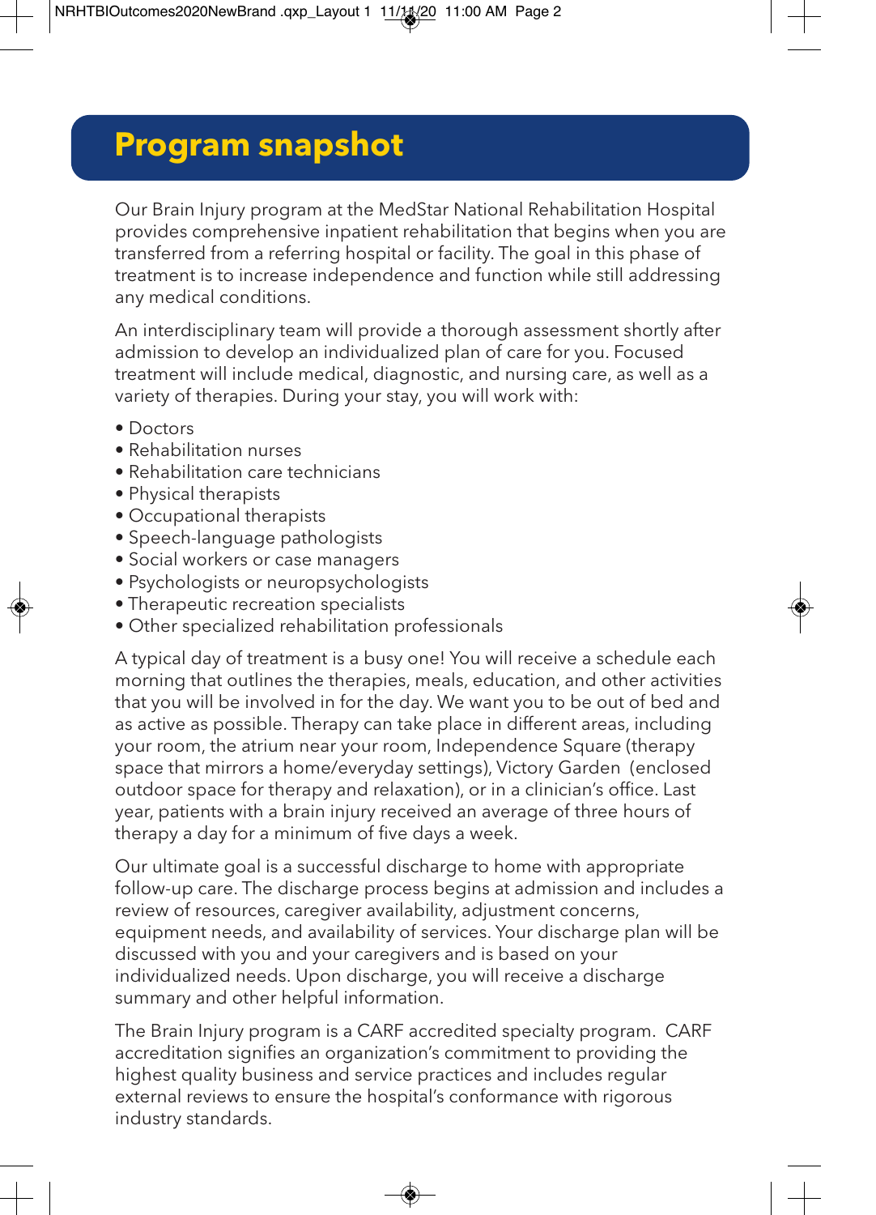# Program snapshot

Our Brain Injury program at the MedStar National Rehabilitation Hospital provides comprehensive inpatient rehabilitation that begins when you are transferred from a referring hospital or facility. The goal in this phase of treatment is to increase independence and function while still addressing any medical conditions.

An interdisciplinary team will provide a thorough assessment shortly after admission to develop an individualized plan of care for you. Focused treatment will include medical, diagnostic, and nursing care, as well as a variety of therapies. During your stay, you will work with:

- Doctors
- Rehabilitation nurses
- Rehabilitation care technicians
- Physical therapists
- Occupational therapists
- Speech-language pathologists
- Social workers or case managers
- Psychologists or neuropsychologists
- Therapeutic recreation specialists
- Other specialized rehabilitation professionals

A typical day of treatment is a busy one! You will receive a schedule each morning that outlines the therapies, meals, education, and other activities that you will be involved in for the day. We want you to be out of bed and as active as possible. Therapy can take place in different areas, including your room, the atrium near your room, Independence Square (therapy space that mirrors a home/everyday settings), Victory Garden (enclosed outdoor space for therapy and relaxation), or in a clinician's office. Last year, patients with a brain injury received an average of three hours of therapy a day for a minimum of five days a week.

Our ultimate goal is a successful discharge to home with appropriate follow-up care. The discharge process begins at admission and includes a review of resources, caregiver availability, adjustment concerns, equipment needs, and availability of services. Your discharge plan will be discussed with you and your caregivers and is based on your individualized needs. Upon discharge, you will receive a discharge summary and other helpful information.

The Brain Injury program is a CARF accredited specialty program. CARF accreditation signifies an organization's commitment to providing the highest quality business and service practices and includes regular external reviews to ensure the hospital's conformance with rigorous industry standards.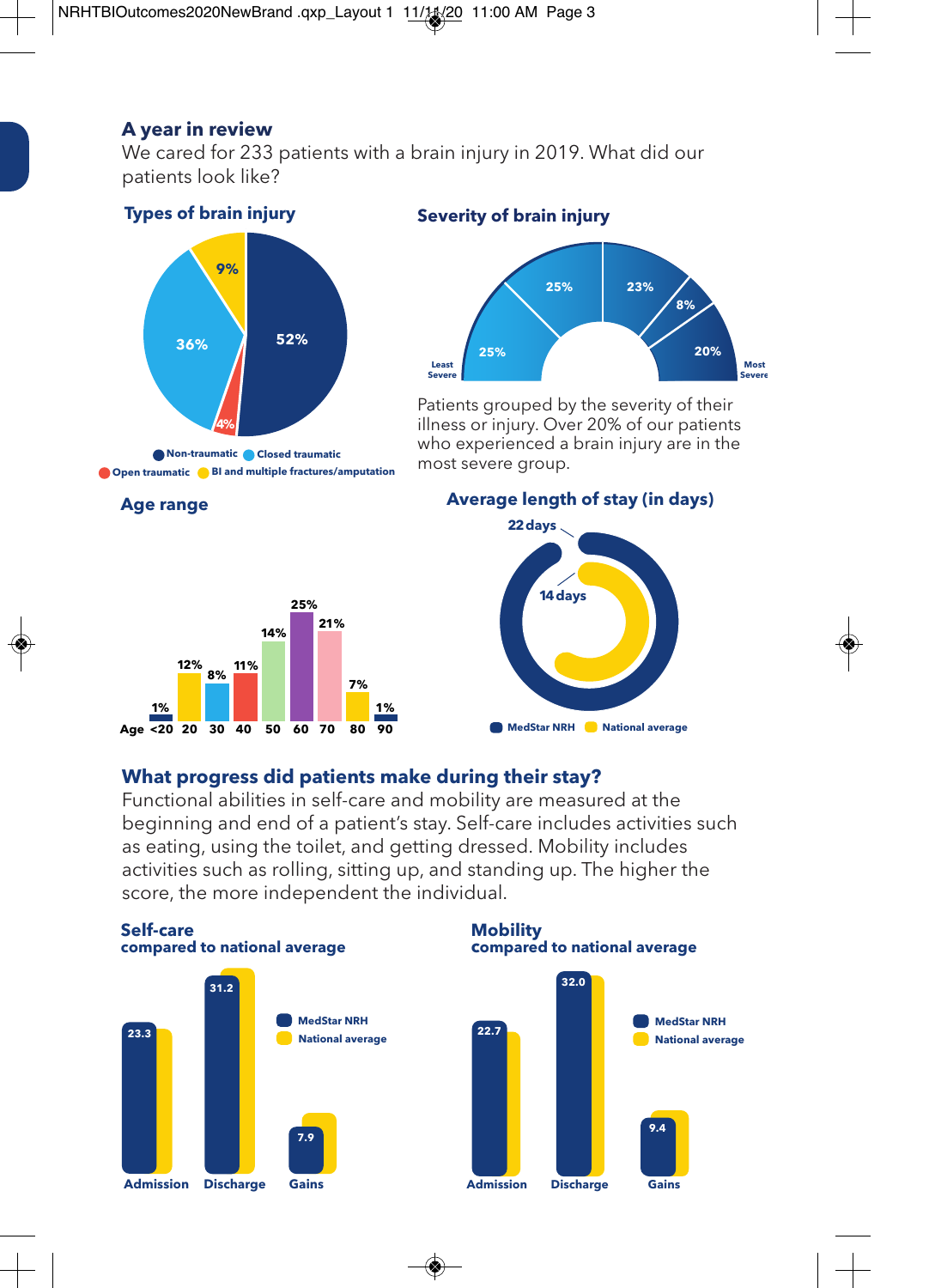## A year in review

We cared for 233 patients with a brain injury in 2019. What did our patients look like?

### Types of brain injury

| Type | Percentage |
|---|---|
| Non-traumatic | 52% |
| Closed traumatic | 36% |
| Open traumatic | 4% |
| BI and multiple fractures/amputation | 9% |

### Severity of brain injury

| Least Severe → Most Severe | | | | |
|---|---|---|---|---|
| 25% | 25% | 23% | 8% | 20% |

Patients grouped by the severity of their illness or injury. Over 20% of our patients who experienced a brain injury are in the most severe group.

### Age range

| Age | <20 | 20 | 30 | 40 | 50 | 60 | 70 | 80 | 90 |
|---|---|---|---|---|---|---|---|---|---|
| % | 1% | 12% | 8% | 11% | 14% | 25% | 21% | 7% | 1% |

### Average length of stay (in days)

| | Days |
|---|---|
| MedStar NRH | 22 days |
| National average | 14 days |

## What progress did patients make during their stay?

Functional abilities in self-care and mobility are measured at the beginning and end of a patient's stay. Self-care includes activities such as eating, using the toilet, and getting dressed. Mobility includes activities such as rolling, sitting up, and standing up. The higher the score, the more independent the individual.

### Self-care compared to national average

| | MedStar NRH |
|---|---|
| Admission | 23.3 |
| Discharge | 31.2 |
| Gains | 7.9 |

### Mobility compared to national average

| | MedStar NRH |
|---|---|
| Admission | 22.7 |
| Discharge | 32.0 |
| Gains | 9.4 |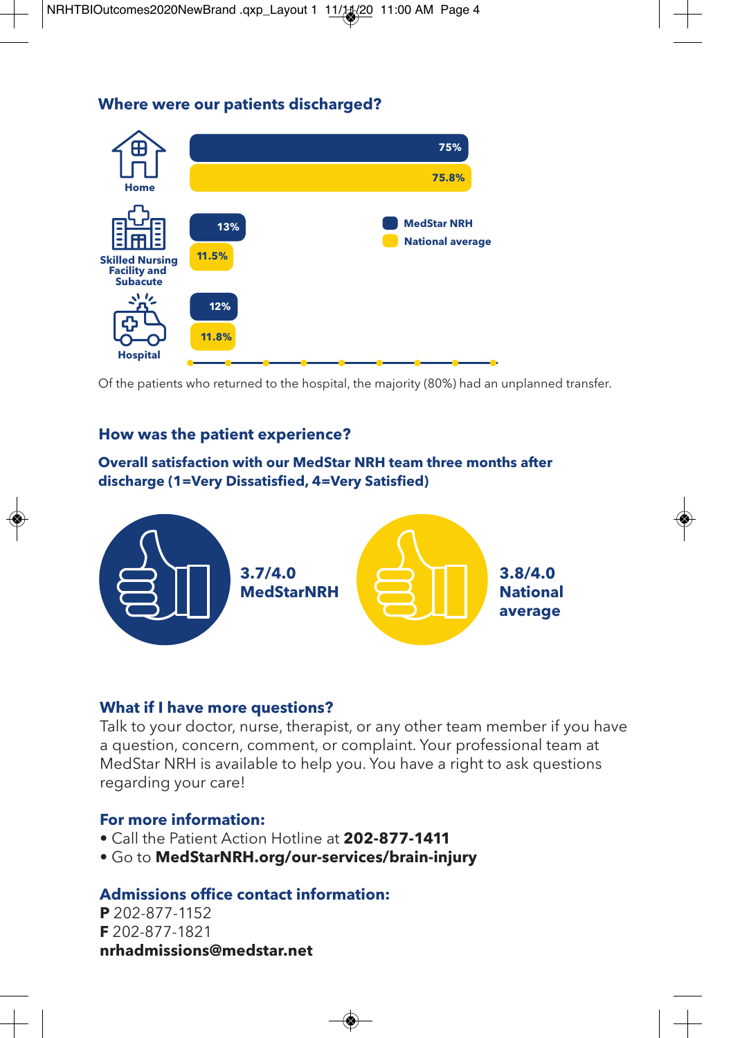## Where were our patients discharged?

Home
75%
75.8%

Skilled Nursing Facility and Subacute
13%
11.5%

Hospital
12%
11.8%

MedStar NRH
National average

Of the patients who returned to the hospital, the majority (80%) had an unplanned transfer.

## How was the patient experience?

**Overall satisfaction with our MedStar NRH team three months after discharge (1=Very Dissatisfied, 4=Very Satisfied)**

**3.7/4.0 MedStarNRH**

**3.8/4.0 National average**

## What if I have more questions?

Talk to your doctor, nurse, therapist, or any other team member if you have a question, concern, comment, or complaint. Your professional team at MedStar NRH is available to help you. You have a right to ask questions regarding your care!

## For more information:

- Call the Patient Action Hotline at **202-877-1411**
- Go to **MedStarNRH.org/our-services/brain-injury**

## Admissions office contact information:

**P** 202-877-1152
**F** 202-877-1821
**nrhadmissions@medstar.net**